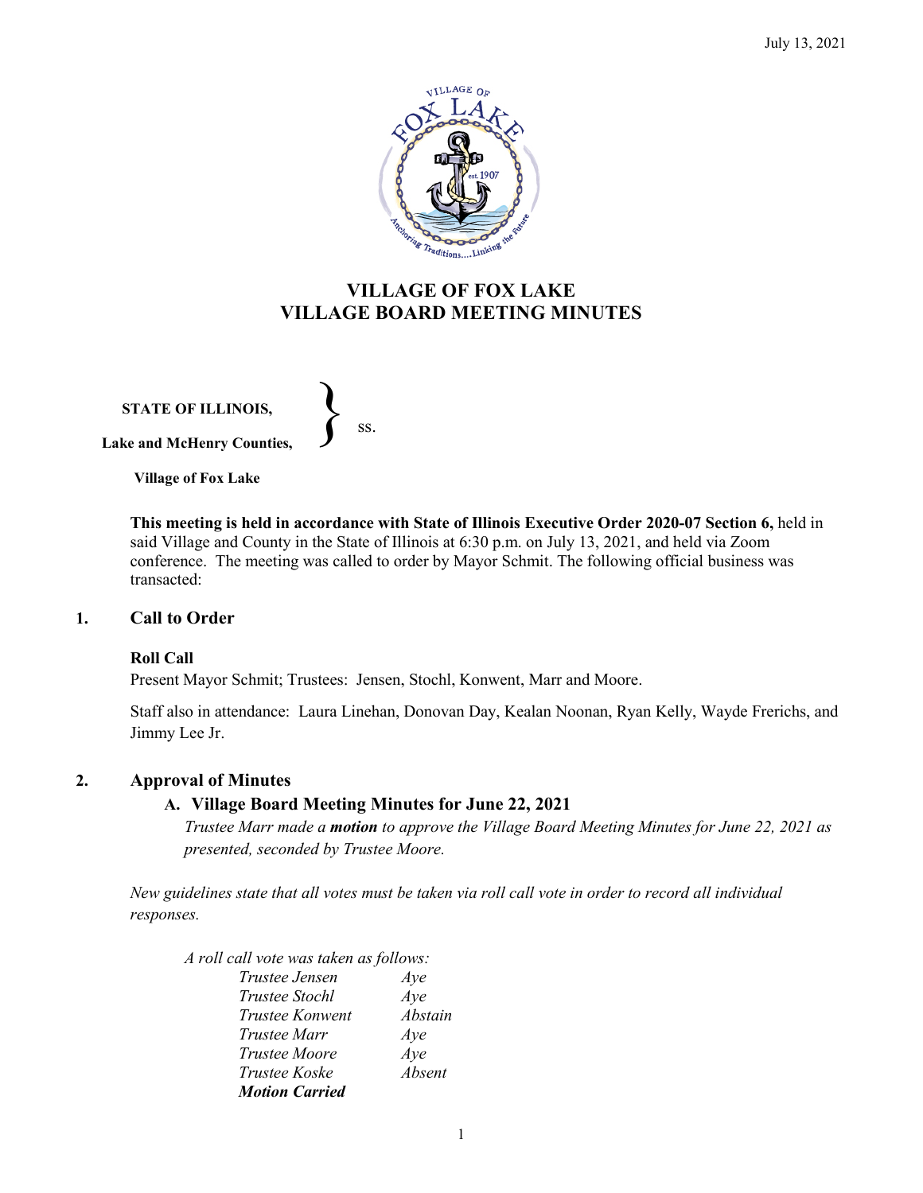# VILLAGE OF FOX LAKE
# VILLAGE BOARD MEETING MINUTES

**STATE OF ILLINOIS,** }
**Lake and McHenry Counties,** } ss.

**Village of Fox Lake**

**This meeting is held in accordance with State of Illinois Executive Order 2020-07 Section 6,** held in said Village and County in the State of Illinois at 6:30 p.m. on July 13, 2021, and held via Zoom conference. The meeting was called to order by Mayor Schmit. The following official business was transacted:

## 1. Call to Order

### Roll Call

Present Mayor Schmit; Trustees: Jensen, Stochl, Konwent, Marr and Moore.

Staff also in attendance: Laura Linehan, Donovan Day, Kealan Noonan, Ryan Kelly, Wayde Frerichs, and Jimmy Lee Jr.

## 2. Approval of Minutes

### A. Village Board Meeting Minutes for June 22, 2021

*Trustee Marr made a* ***motion*** *to approve the Village Board Meeting Minutes for June 22, 2021 as presented, seconded by Trustee Moore.*

*New guidelines state that all votes must be taken via roll call vote in order to record all individual responses.*

*A roll call vote was taken as follows:*

| | |
|---|---|
| *Trustee Jensen* | *Aye* |
| *Trustee Stochl* | *Aye* |
| *Trustee Konwent* | *Abstain* |
| *Trustee Marr* | *Aye* |
| *Trustee Moore* | *Aye* |
| *Trustee Koske* | *Absent* |

***Motion Carried***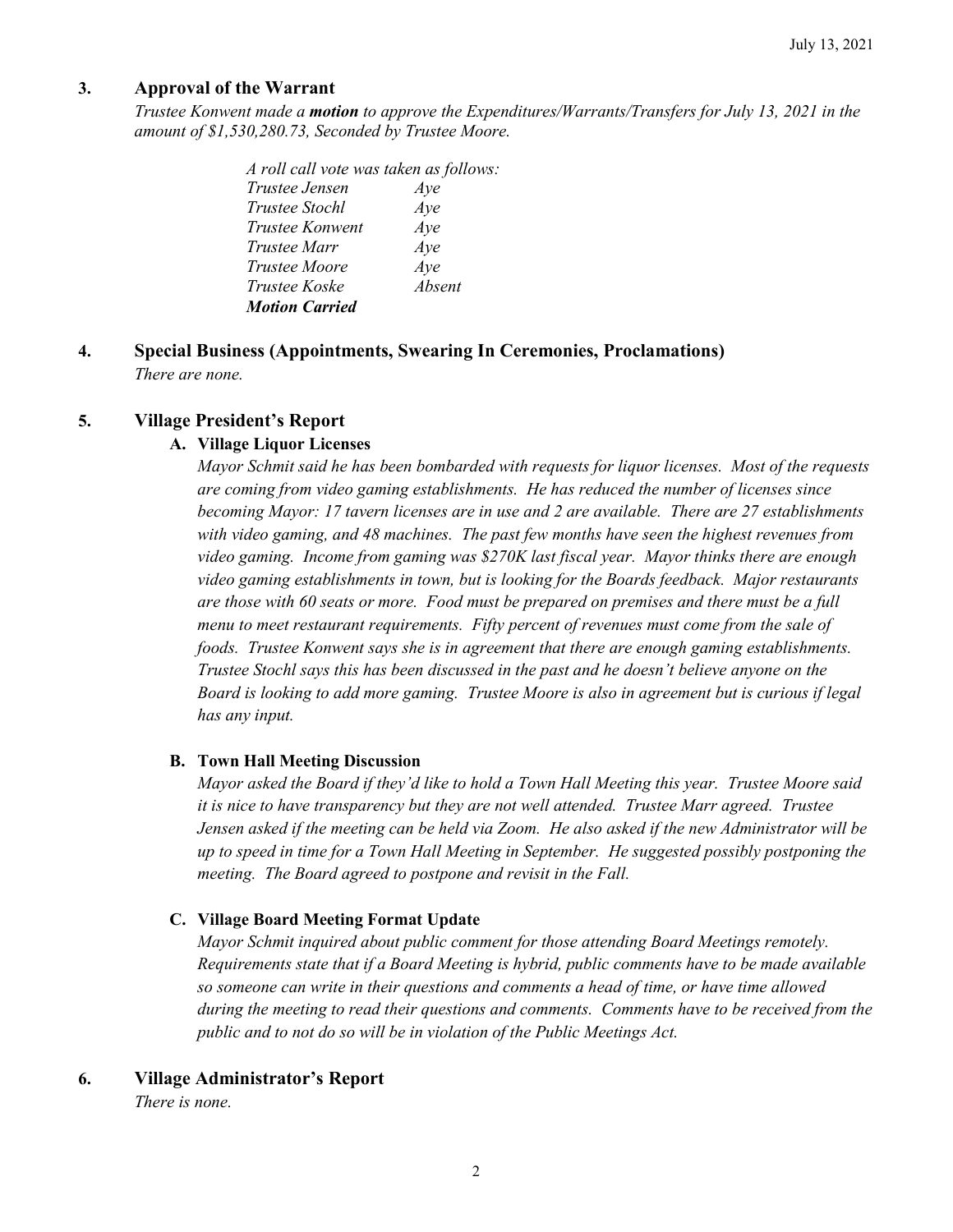## 3. Approval of the Warrant

*Trustee Konwent made a **motion** to approve the Expenditures/Warrants/Transfers for July 13, 2021 in the amount of $1,530,280.73, Seconded by Trustee Moore.*

*A roll call vote was taken as follows:*

| | |
|---|---|
| *Trustee Jensen* | *Aye* |
| *Trustee Stochl* | *Aye* |
| *Trustee Konwent* | *Aye* |
| *Trustee Marr* | *Aye* |
| *Trustee Moore* | *Aye* |
| *Trustee Koske* | *Absent* |

***Motion Carried***

## 4. Special Business (Appointments, Swearing In Ceremonies, Proclamations)

*There are none.*

## 5. Village President's Report

### A. Village Liquor Licenses

*Mayor Schmit said he has been bombarded with requests for liquor licenses. Most of the requests are coming from video gaming establishments. He has reduced the number of licenses since becoming Mayor: 17 tavern licenses are in use and 2 are available. There are 27 establishments with video gaming, and 48 machines. The past few months have seen the highest revenues from video gaming. Income from gaming was $270K last fiscal year. Mayor thinks there are enough video gaming establishments in town, but is looking for the Boards feedback. Major restaurants are those with 60 seats or more. Food must be prepared on premises and there must be a full menu to meet restaurant requirements. Fifty percent of revenues must come from the sale of foods. Trustee Konwent says she is in agreement that there are enough gaming establishments. Trustee Stochl says this has been discussed in the past and he doesn't believe anyone on the Board is looking to add more gaming. Trustee Moore is also in agreement but is curious if legal has any input.*

### B. Town Hall Meeting Discussion

*Mayor asked the Board if they'd like to hold a Town Hall Meeting this year. Trustee Moore said it is nice to have transparency but they are not well attended. Trustee Marr agreed. Trustee Jensen asked if the meeting can be held via Zoom. He also asked if the new Administrator will be up to speed in time for a Town Hall Meeting in September. He suggested possibly postponing the meeting. The Board agreed to postpone and revisit in the Fall.*

### C. Village Board Meeting Format Update

*Mayor Schmit inquired about public comment for those attending Board Meetings remotely. Requirements state that if a Board Meeting is hybrid, public comments have to be made available so someone can write in their questions and comments a head of time, or have time allowed during the meeting to read their questions and comments. Comments have to be received from the public and to not do so will be in violation of the Public Meetings Act.*

## 6. Village Administrator's Report

*There is none.*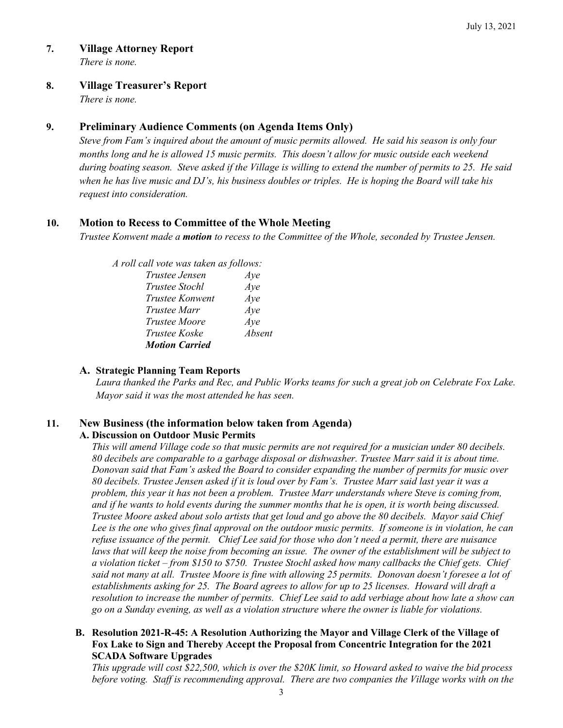## 7. Village Attorney Report

*There is none.*

## 8. Village Treasurer's Report

*There is none.*

## 9. Preliminary Audience Comments (on Agenda Items Only)

*Steve from Fam's inquired about the amount of music permits allowed. He said his season is only four months long and he is allowed 15 music permits. This doesn't allow for music outside each weekend during boating season. Steve asked if the Village is willing to extend the number of permits to 25. He said when he has live music and DJ's, his business doubles or triples. He is hoping the Board will take his request into consideration.*

## 10. Motion to Recess to Committee of the Whole Meeting

*Trustee Konwent made a **motion** to recess to the Committee of the Whole, seconded by Trustee Jensen.*

*A roll call vote was taken as follows:*

| | |
|---|---|
| *Trustee Jensen* | *Aye* |
| *Trustee Stochl* | *Aye* |
| *Trustee Konwent* | *Aye* |
| *Trustee Marr* | *Aye* |
| *Trustee Moore* | *Aye* |
| *Trustee Koske* | *Absent* |
| ***Motion Carried*** | |

### A. Strategic Planning Team Reports

*Laura thanked the Parks and Rec, and Public Works teams for such a great job on Celebrate Fox Lake. Mayor said it was the most attended he has seen.*

## 11. New Business (the information below taken from Agenda)

### A. Discussion on Outdoor Music Permits

*This will amend Village code so that music permits are not required for a musician under 80 decibels. 80 decibels are comparable to a garbage disposal or dishwasher. Trustee Marr said it is about time. Donovan said that Fam's asked the Board to consider expanding the number of permits for music over 80 decibels. Trustee Jensen asked if it is loud over by Fam's. Trustee Marr said last year it was a problem, this year it has not been a problem. Trustee Marr understands where Steve is coming from, and if he wants to hold events during the summer months that he is open, it is worth being discussed. Trustee Moore asked about solo artists that get loud and go above the 80 decibels. Mayor said Chief Lee is the one who gives final approval on the outdoor music permits. If someone is in violation, he can refuse issuance of the permit. Chief Lee said for those who don't need a permit, there are nuisance laws that will keep the noise from becoming an issue. The owner of the establishment will be subject to a violation ticket – from $150 to $750. Trustee Stochl asked how many callbacks the Chief gets. Chief said not many at all. Trustee Moore is fine with allowing 25 permits. Donovan doesn't foresee a lot of establishments asking for 25. The Board agrees to allow for up to 25 licenses. Howard will draft a resolution to increase the number of permits. Chief Lee said to add verbiage about how late a show can go on a Sunday evening, as well as a violation structure where the owner is liable for violations.*

### B. Resolution 2021-R-45: A Resolution Authorizing the Mayor and Village Clerk of the Village of Fox Lake to Sign and Thereby Accept the Proposal from Concentric Integration for the 2021 SCADA Software Upgrades

*This upgrade will cost $22,500, which is over the $20K limit, so Howard asked to waive the bid process before voting. Staff is recommending approval. There are two companies the Village works with on the*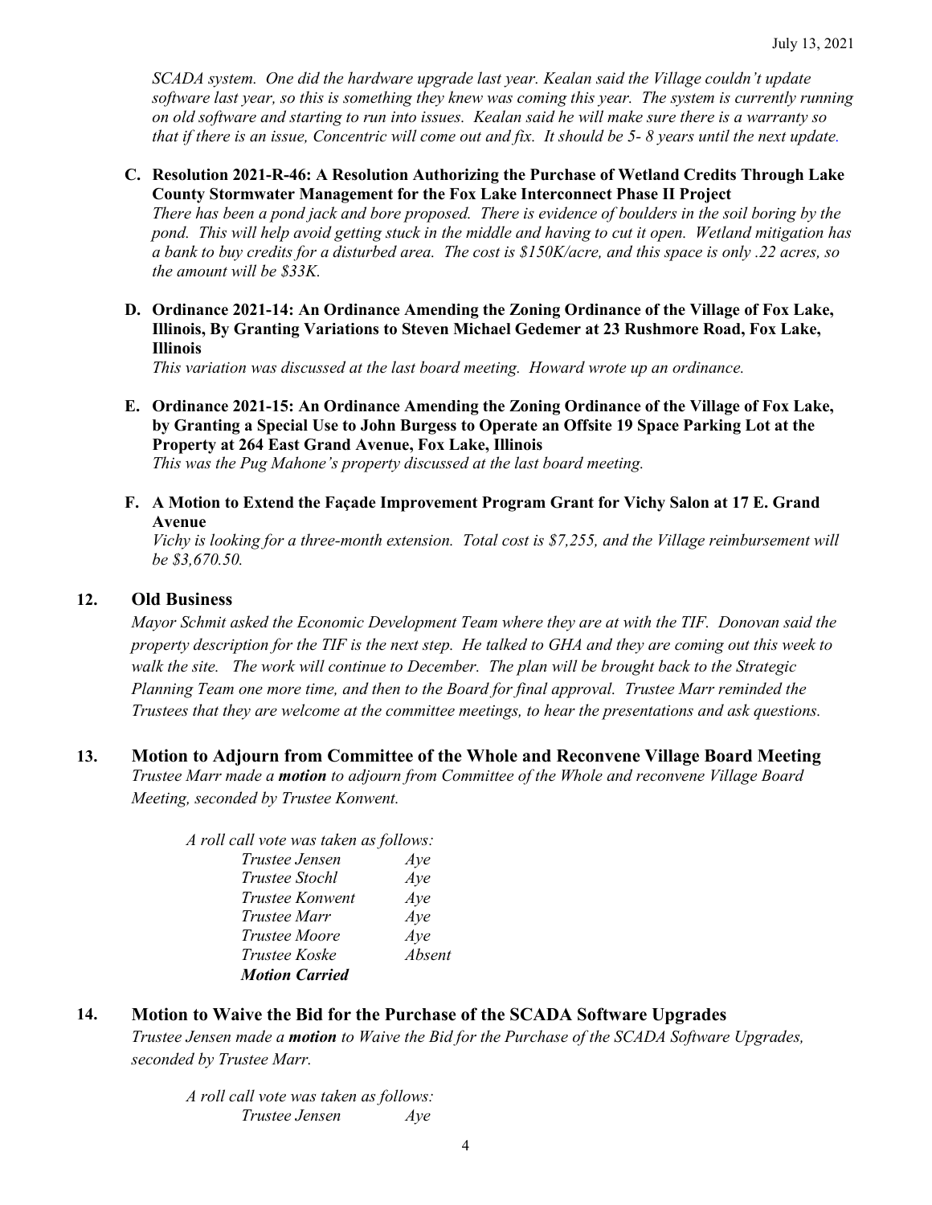*SCADA system. One did the hardware upgrade last year. Kealan said the Village couldn't update software last year, so this is something they knew was coming this year. The system is currently running on old software and starting to run into issues. Kealan said he will make sure there is a warranty so that if there is an issue, Concentric will come out and fix. It should be 5- 8 years until the next update.*

**C. Resolution 2021-R-46: A Resolution Authorizing the Purchase of Wetland Credits Through Lake County Stormwater Management for the Fox Lake Interconnect Phase II Project**
*There has been a pond jack and bore proposed. There is evidence of boulders in the soil boring by the pond. This will help avoid getting stuck in the middle and having to cut it open. Wetland mitigation has a bank to buy credits for a disturbed area. The cost is $150K/acre, and this space is only .22 acres, so the amount will be $33K.*

**D. Ordinance 2021-14: An Ordinance Amending the Zoning Ordinance of the Village of Fox Lake, Illinois, By Granting Variations to Steven Michael Gedemer at 23 Rushmore Road, Fox Lake, Illinois**
*This variation was discussed at the last board meeting. Howard wrote up an ordinance.*

**E. Ordinance 2021-15: An Ordinance Amending the Zoning Ordinance of the Village of Fox Lake, by Granting a Special Use to John Burgess to Operate an Offsite 19 Space Parking Lot at the Property at 264 East Grand Avenue, Fox Lake, Illinois**
*This was the Pug Mahone's property discussed at the last board meeting.*

**F. A Motion to Extend the Façade Improvement Program Grant for Vichy Salon at 17 E. Grand Avenue**
*Vichy is looking for a three-month extension. Total cost is $7,255, and the Village reimbursement will be $3,670.50.*

## 12. Old Business

*Mayor Schmit asked the Economic Development Team where they are at with the TIF. Donovan said the property description for the TIF is the next step. He talked to GHA and they are coming out this week to walk the site. The work will continue to December. The plan will be brought back to the Strategic Planning Team one more time, and then to the Board for final approval. Trustee Marr reminded the Trustees that they are welcome at the committee meetings, to hear the presentations and ask questions.*

## 13. Motion to Adjourn from Committee of the Whole and Reconvene Village Board Meeting

*Trustee Marr made a **motion** to adjourn from Committee of the Whole and reconvene Village Board Meeting, seconded by Trustee Konwent.*

*A roll call vote was taken as follows:*

| | |
|---|---|
| *Trustee Jensen* | *Aye* |
| *Trustee Stochl* | *Aye* |
| *Trustee Konwent* | *Aye* |
| *Trustee Marr* | *Aye* |
| *Trustee Moore* | *Aye* |
| *Trustee Koske* | *Absent* |
| ***Motion Carried*** | |

## 14. Motion to Waive the Bid for the Purchase of the SCADA Software Upgrades

*Trustee Jensen made a **motion** to Waive the Bid for the Purchase of the SCADA Software Upgrades, seconded by Trustee Marr.*

*A roll call vote was taken as follows:*

| | |
|---|---|
| *Trustee Jensen* | *Aye* |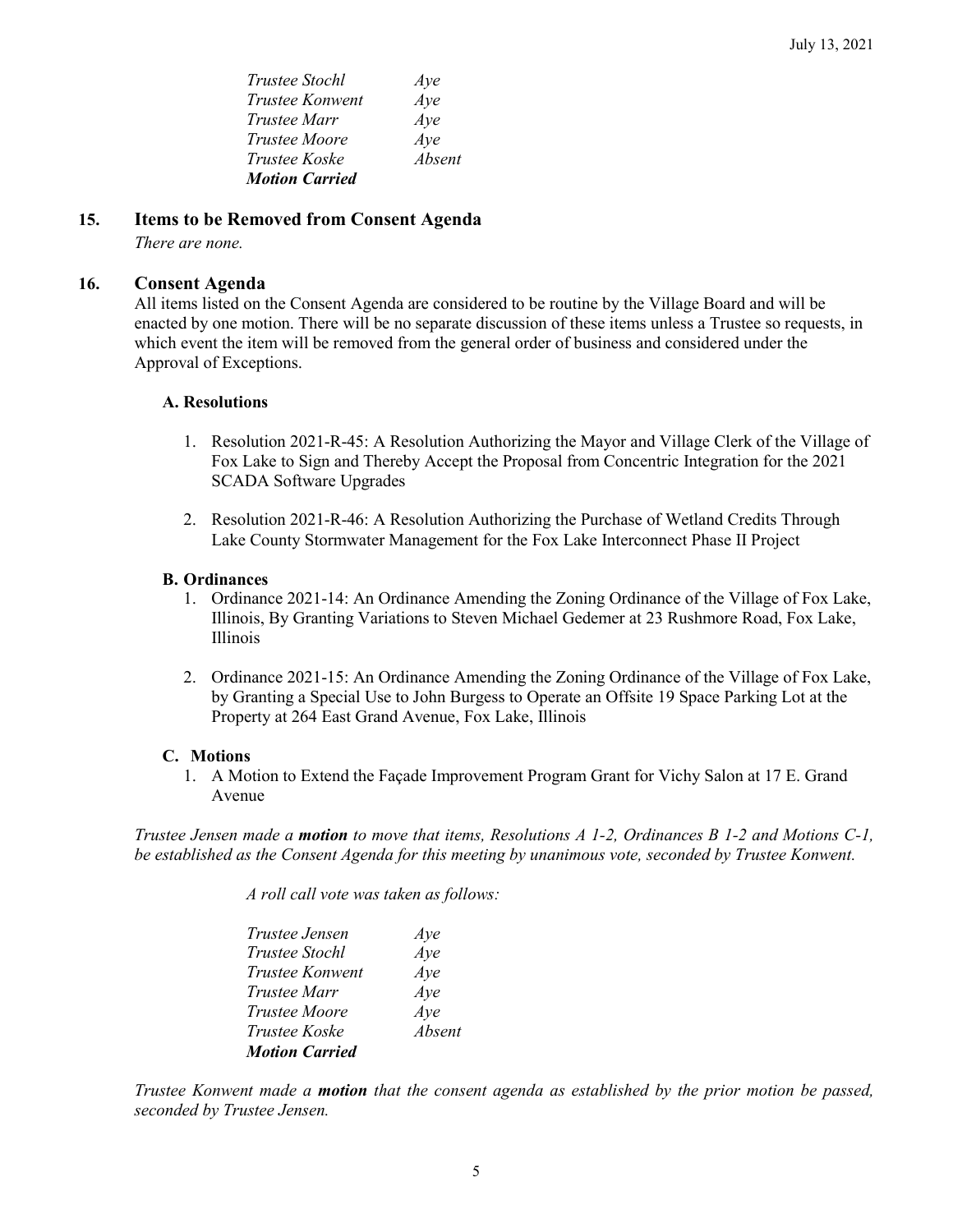*Trustee Stochl Aye*
*Trustee Konwent Aye*
*Trustee Marr Aye*
*Trustee Moore Aye*
*Trustee Koske Absent*
***Motion Carried***

## 15. Items to be Removed from Consent Agenda

*There are none.*

## 16. Consent Agenda

All items listed on the Consent Agenda are considered to be routine by the Village Board and will be enacted by one motion. There will be no separate discussion of these items unless a Trustee so requests, in which event the item will be removed from the general order of business and considered under the Approval of Exceptions.

### A. Resolutions

1. Resolution 2021-R-45: A Resolution Authorizing the Mayor and Village Clerk of the Village of Fox Lake to Sign and Thereby Accept the Proposal from Concentric Integration for the 2021 SCADA Software Upgrades

2. Resolution 2021-R-46: A Resolution Authorizing the Purchase of Wetland Credits Through Lake County Stormwater Management for the Fox Lake Interconnect Phase II Project

### B. Ordinances

1. Ordinance 2021-14: An Ordinance Amending the Zoning Ordinance of the Village of Fox Lake, Illinois, By Granting Variations to Steven Michael Gedemer at 23 Rushmore Road, Fox Lake, Illinois

2. Ordinance 2021-15: An Ordinance Amending the Zoning Ordinance of the Village of Fox Lake, by Granting a Special Use to John Burgess to Operate an Offsite 19 Space Parking Lot at the Property at 264 East Grand Avenue, Fox Lake, Illinois

### C. Motions

1. A Motion to Extend the Façade Improvement Program Grant for Vichy Salon at 17 E. Grand Avenue

*Trustee Jensen made a **motion** to move that items, Resolutions A 1-2, Ordinances B 1-2 and Motions C-1, be established as the Consent Agenda for this meeting by unanimous vote, seconded by Trustee Konwent.*

*A roll call vote was taken as follows:*

*Trustee Jensen Aye*
*Trustee Stochl Aye*
*Trustee Konwent Aye*
*Trustee Marr Aye*
*Trustee Moore Aye*
*Trustee Koske Absent*
***Motion Carried***

*Trustee Konwent made a **motion** that the consent agenda as established by the prior motion be passed, seconded by Trustee Jensen.*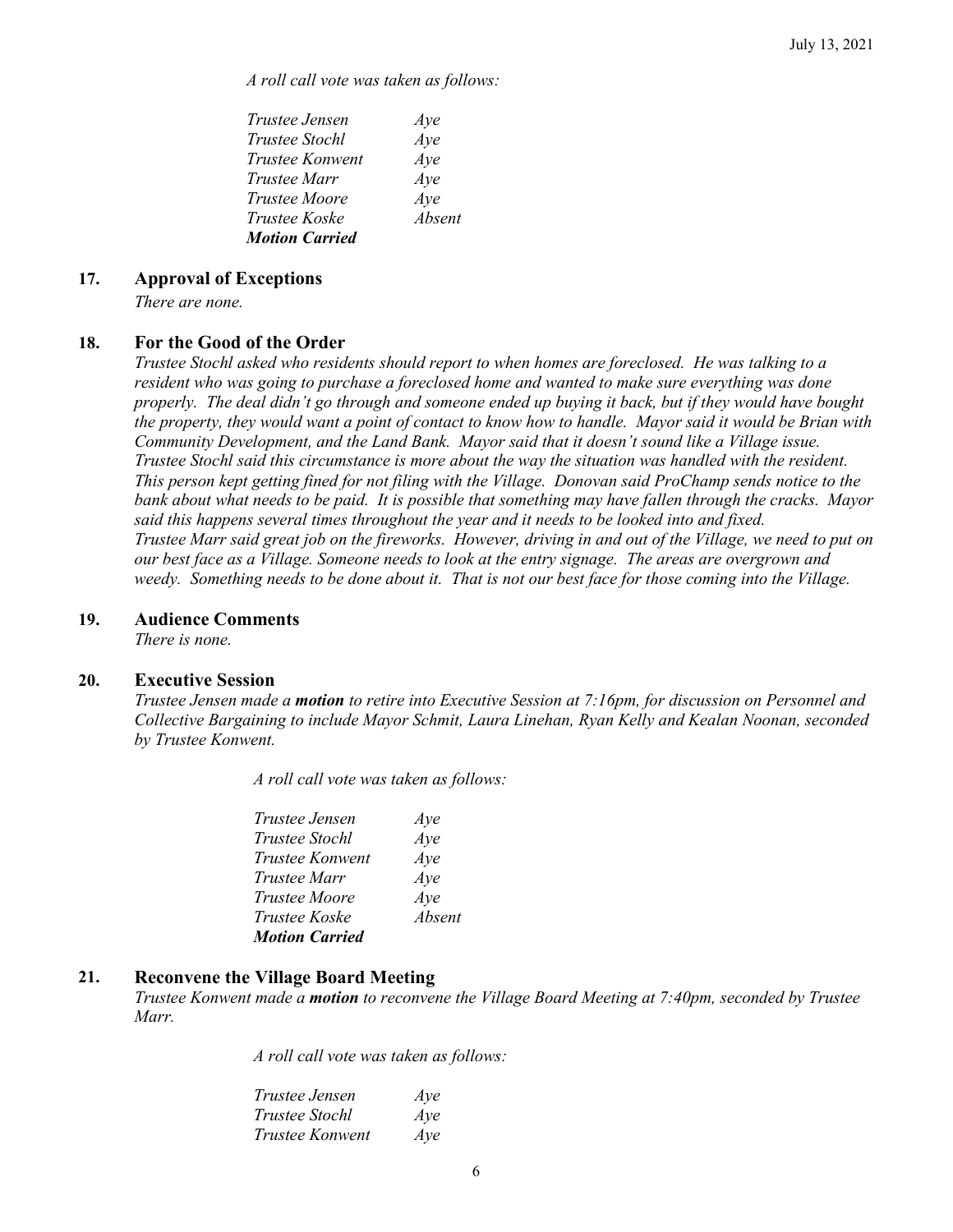*A roll call vote was taken as follows:*

*Trustee Jensen* *Aye*
*Trustee Stochl* *Aye*
*Trustee Konwent* *Aye*
*Trustee Marr* *Aye*
*Trustee Moore* *Aye*
*Trustee Koske* *Absent*
***Motion Carried***

## 17. Approval of Exceptions

*There are none.*

## 18. For the Good of the Order

*Trustee Stochl asked who residents should report to when homes are foreclosed. He was talking to a resident who was going to purchase a foreclosed home and wanted to make sure everything was done properly. The deal didn't go through and someone ended up buying it back, but if they would have bought the property, they would want a point of contact to know how to handle. Mayor said it would be Brian with Community Development, and the Land Bank. Mayor said that it doesn't sound like a Village issue. Trustee Stochl said this circumstance is more about the way the situation was handled with the resident. This person kept getting fined for not filing with the Village. Donovan said ProChamp sends notice to the bank about what needs to be paid. It is possible that something may have fallen through the cracks. Mayor said this happens several times throughout the year and it needs to be looked into and fixed.*
*Trustee Marr said great job on the fireworks. However, driving in and out of the Village, we need to put on our best face as a Village. Someone needs to look at the entry signage. The areas are overgrown and weedy. Something needs to be done about it. That is not our best face for those coming into the Village.*

## 19. Audience Comments

*There is none.*

## 20. Executive Session

*Trustee Jensen made a* ***motion*** *to retire into Executive Session at 7:16pm, for discussion on Personnel and Collective Bargaining to include Mayor Schmit, Laura Linehan, Ryan Kelly and Kealan Noonan, seconded by Trustee Konwent.*

*A roll call vote was taken as follows:*

*Trustee Jensen* *Aye*
*Trustee Stochl* *Aye*
*Trustee Konwent* *Aye*
*Trustee Marr* *Aye*
*Trustee Moore* *Aye*
*Trustee Koske* *Absent*
***Motion Carried***

## 21. Reconvene the Village Board Meeting

*Trustee Konwent made a* ***motion*** *to reconvene the Village Board Meeting at 7:40pm, seconded by Trustee Marr.*

*A roll call vote was taken as follows:*

*Trustee Jensen* *Aye*
*Trustee Stochl* *Aye*
*Trustee Konwent* *Aye*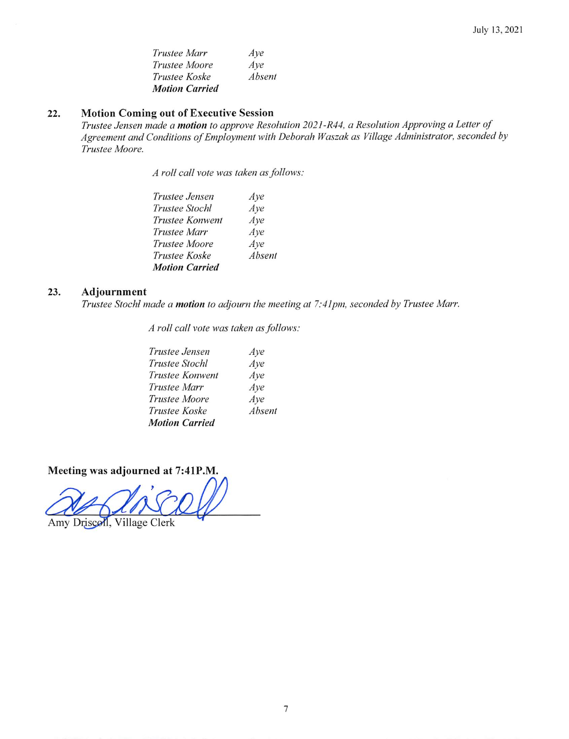| | |
|---|---|
| *Trustee Marr* | *Aye* |
| *Trustee Moore* | *Aye* |
| *Trustee Koske* | *Absent* |
| ***Motion Carried*** | |

## 22. Motion Coming out of Executive Session

*Trustee Jensen made a **motion** to approve Resolution 2021-R44, a Resolution Approving a Letter of Agreement and Conditions of Employment with Deborah Waszak as Village Administrator, seconded by Trustee Moore.*

*A roll call vote was taken as follows:*

| | |
|---|---|
| *Trustee Jensen* | *Aye* |
| *Trustee Stochl* | *Aye* |
| *Trustee Konwent* | *Aye* |
| *Trustee Marr* | *Aye* |
| *Trustee Moore* | *Aye* |
| *Trustee Koske* | *Absent* |
| ***Motion Carried*** | |

## 23. Adjournment

*Trustee Stochl made a **motion** to adjourn the meeting at 7:41pm, seconded by Trustee Marr.*

*A roll call vote was taken as follows:*

| | |
|---|---|
| *Trustee Jensen* | *Aye* |
| *Trustee Stochl* | *Aye* |
| *Trustee Konwent* | *Aye* |
| *Trustee Marr* | *Aye* |
| *Trustee Moore* | *Aye* |
| *Trustee Koske* | *Absent* |
| ***Motion Carried*** | |

**Meeting was adjourned at 7:41P.M.**

Amy Driscoll, Village Clerk